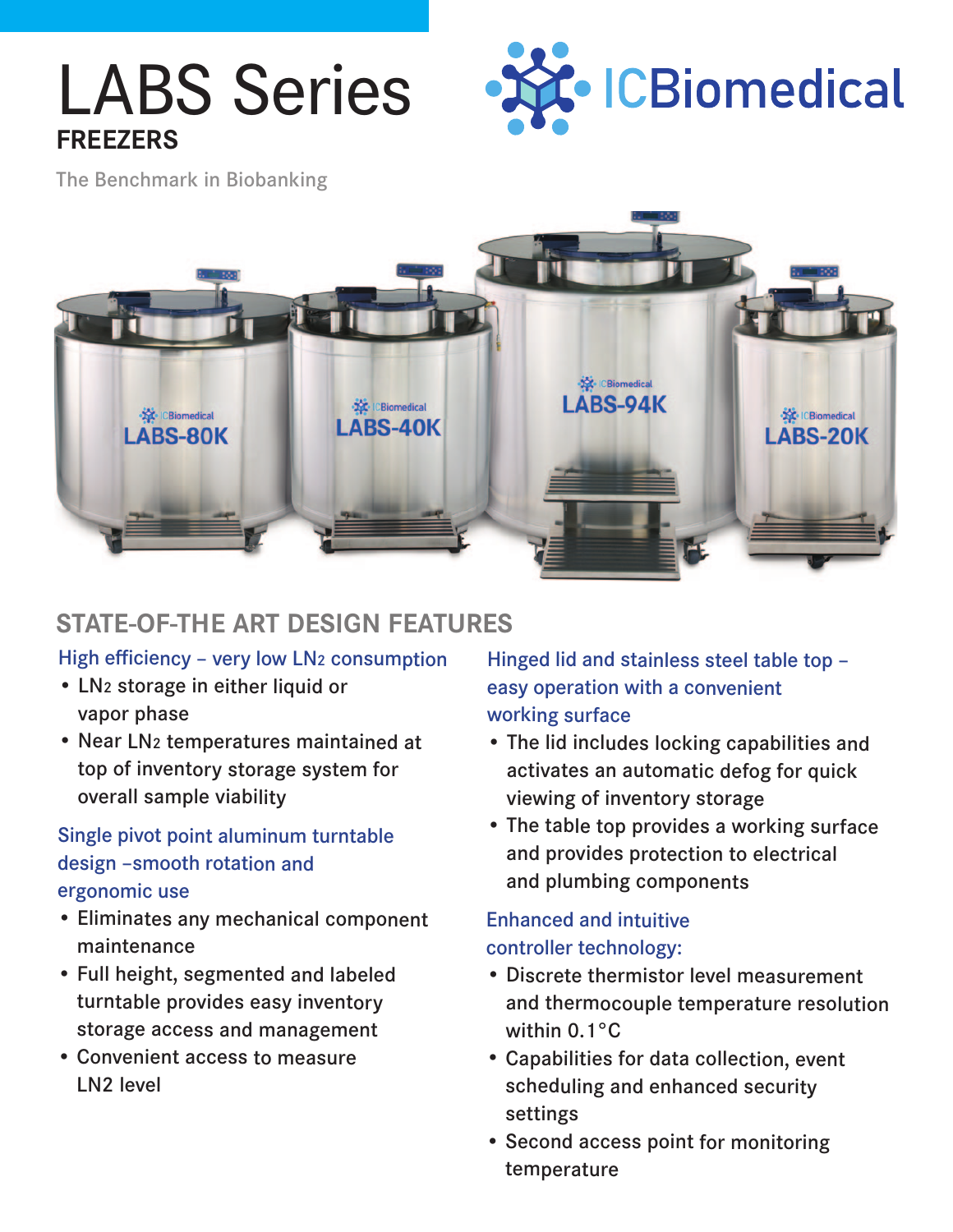# LABS Series

## FREEZERS

The Benchmark in Biobanking

ICBiomedical

## STATE-OF-THE ART DESIGN FEATURES

### High efficiency – very low $LN_2$ consumption

- $LN_2$ storage in either liquid or vapor phase
- Near $LN_2$ temperatures maintained at top of inventory storage system for overall sample viability

### Single pivot point aluminum turntable design –smooth rotation and ergonomic use

- Eliminates any mechanical component maintenance
- Full height, segmented and labeled turntable provides easy inventory storage access and management
- Convenient access to measure LN2 level

### Hinged lid and stainless steel table top – easy operation with a convenient working surface

- The lid includes locking capabilities and activates an automatic defog for quick viewing of inventory storage
- The table top provides a working surface and provides protection to electrical and plumbing components

### Enhanced and intuitive controller technology:

- Discrete thermistor level measurement and thermocouple temperature resolution within 0.1°C
- Capabilities for data collection, event scheduling and enhanced security settings
- Second access point for monitoring temperature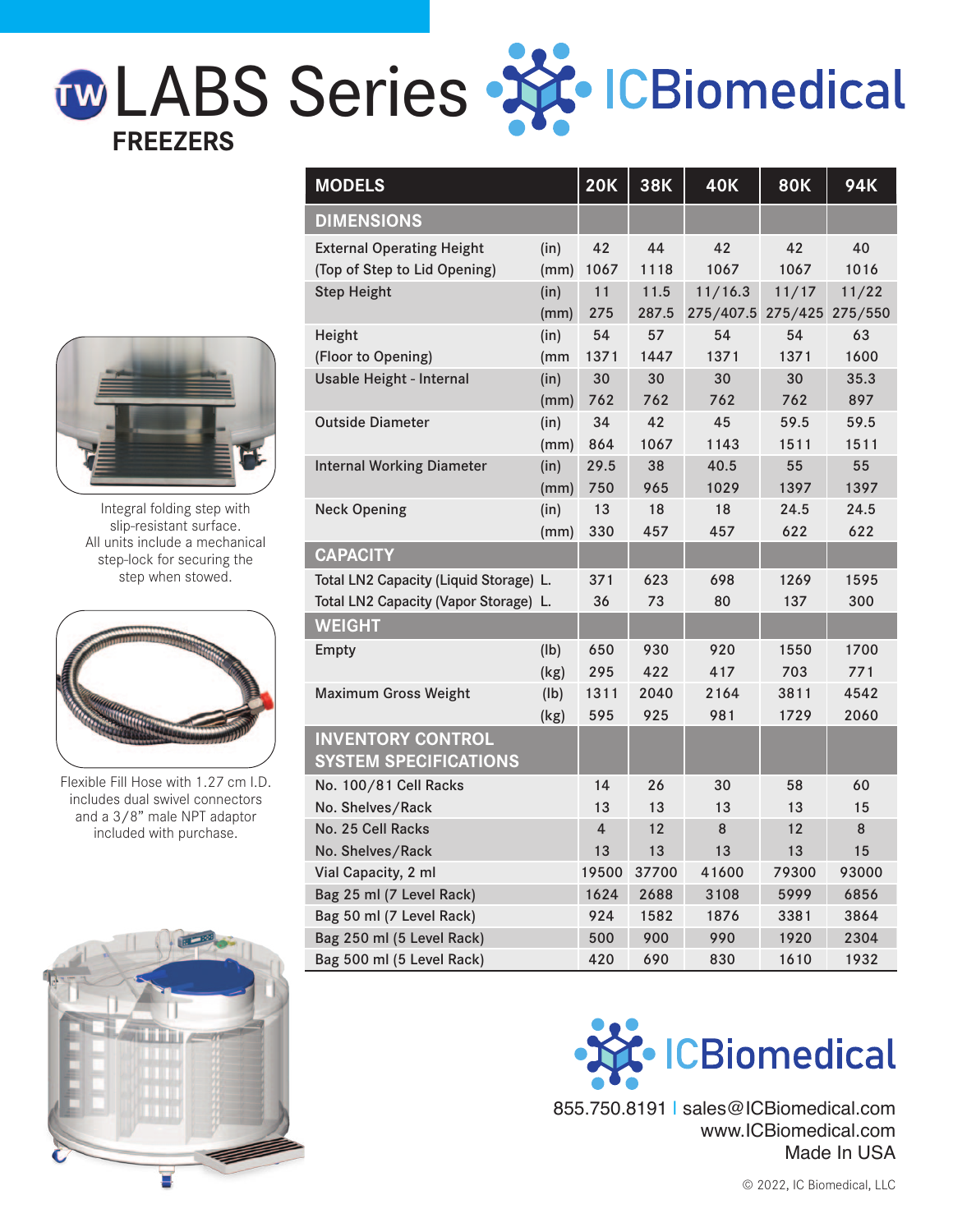# LABS Series FREEZERS

ICBiomedical

| MODELS | | 20K | 38K | 40K | 80K | 94K |
|---|---|---|---|---|---|---|
| **DIMENSIONS** | | | | | | |
| External Operating Height | (in) | 42 | 44 | 42 | 42 | 40 |
| (Top of Step to Lid Opening) | (mm) | 1067 | 1118 | 1067 | 1067 | 1016 |
| Step Height | (in) | 11 | 11.5 | 11/16.3 | 11/17 | 11/22 |
| | (mm) | 275 | 287.5 | 275/407.5 | 275/425 | 275/550 |
| Height | (in) | 54 | 57 | 54 | 54 | 63 |
| (Floor to Opening) | (mm | 1371 | 1447 | 1371 | 1371 | 1600 |
| Usable Height - Internal | (in) | 30 | 30 | 30 | 30 | 35.3 |
| | (mm) | 762 | 762 | 762 | 762 | 897 |
| Outside Diameter | (in) | 34 | 42 | 45 | 59.5 | 59.5 |
| | (mm) | 864 | 1067 | 1143 | 1511 | 1511 |
| Internal Working Diameter | (in) | 29.5 | 38 | 40.5 | 55 | 55 |
| | (mm) | 750 | 965 | 1029 | 1397 | 1397 |
| Neck Opening | (in) | 13 | 18 | 18 | 24.5 | 24.5 |
| | (mm) | 330 | 457 | 457 | 622 | 622 |
| **CAPACITY** | | | | | | |
| Total LN2 Capacity (Liquid Storage) | L. | 371 | 623 | 698 | 1269 | 1595 |
| Total LN2 Capacity (Vapor Storage) | L. | 36 | 73 | 80 | 137 | 300 |
| **WEIGHT** | | | | | | |
| Empty | (lb) | 650 | 930 | 920 | 1550 | 1700 |
| | (kg) | 295 | 422 | 417 | 703 | 771 |
| Maximum Gross Weight | (lb) | 1311 | 2040 | 2164 | 3811 | 4542 |
| | (kg) | 595 | 925 | 981 | 1729 | 2060 |
| **INVENTORY CONTROL SYSTEM SPECIFICATIONS** | | | | | | |
| No. 100/81 Cell Racks | | 14 | 26 | 30 | 58 | 60 |
| No. Shelves/Rack | | 13 | 13 | 13 | 13 | 15 |
| No. 25 Cell Racks | | 4 | 12 | 8 | 12 | 8 |
| No. Shelves/Rack | | 13 | 13 | 13 | 13 | 15 |
| Vial Capacity, 2 ml | | 19500 | 37700 | 41600 | 79300 | 93000 |
| Bag 25 ml (7 Level Rack) | | 1624 | 2688 | 3108 | 5999 | 6856 |
| Bag 50 ml (7 Level Rack) | | 924 | 1582 | 1876 | 3381 | 3864 |
| Bag 250 ml (5 Level Rack) | | 500 | 900 | 990 | 1920 | 2304 |
| Bag 500 ml (5 Level Rack) | | 420 | 690 | 830 | 1610 | 1932 |

Integral folding step with slip-resistant surface. All units include a mechanical step-lock for securing the step when stowed.

Flexible Fill Hose with 1.27 cm I.D. includes dual swivel connectors and a 3/8" male NPT adaptor included with purchase.

ICBiomedical

855.750.8191 | sales@ICBiomedical.com
www.ICBiomedical.com
Made In USA

© 2022, IC Biomedical, LLC